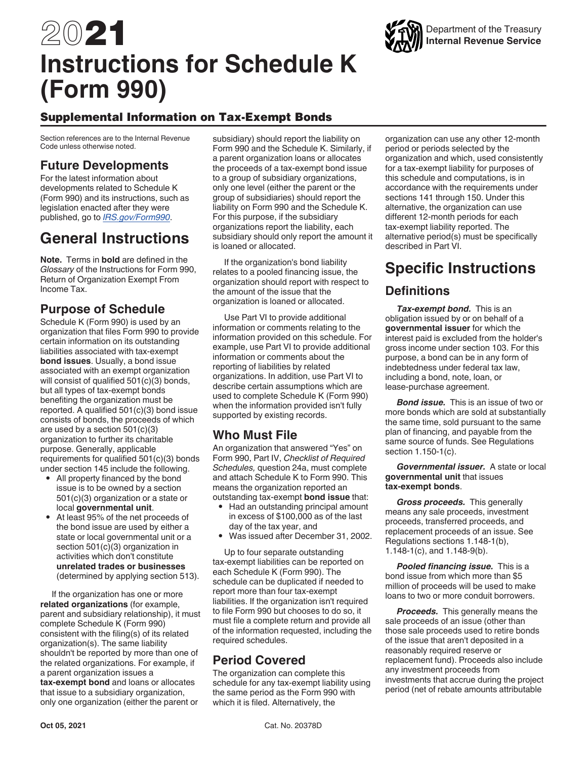# 2021 Instructions for Schedule K (Form 990)

Department of the Treasury
**Internal Revenue Service**

## Supplemental Information on Tax-Exempt Bonds

Section references are to the Internal Revenue Code unless otherwise noted.

## Future Developments

For the latest information about developments related to Schedule K (Form 990) and its instructions, such as legislation enacted after they were published, go to *IRS.gov/Form990*.

# General Instructions

**Note.** Terms in **bold** are defined in the *Glossary* of the Instructions for Form 990, Return of Organization Exempt From Income Tax.

## Purpose of Schedule

Schedule K (Form 990) is used by an organization that files Form 990 to provide certain information on its outstanding liabilities associated with tax-exempt **bond issues**. Usually, a bond issue associated with an exempt organization will consist of qualified 501(c)(3) bonds, but all types of tax-exempt bonds benefiting the organization must be reported. A qualified 501(c)(3) bond issue consists of bonds, the proceeds of which are used by a section 501(c)(3) organization to further its charitable purpose. Generally, applicable requirements for qualified 501(c)(3) bonds under section 145 include the following.

- All property financed by the bond issue is to be owned by a section 501(c)(3) organization or a state or local **governmental unit**.
- At least 95% of the net proceeds of the bond issue are used by either a state or local governmental unit or a section 501(c)(3) organization in activities which don't constitute **unrelated trades or businesses** (determined by applying section 513).

If the organization has one or more **related organizations** (for example, parent and subsidiary relationship), it must complete Schedule K (Form 990) consistent with the filing(s) of its related organization(s). The same liability shouldn't be reported by more than one of the related organizations. For example, if a parent organization issues a **tax-exempt bond** and loans or allocates that issue to a subsidiary organization, only one organization (either the parent or subsidiary) should report the liability on Form 990 and the Schedule K. Similarly, if a parent organization loans or allocates the proceeds of a tax-exempt bond issue to a group of subsidiary organizations, only one level (either the parent or the group of subsidiaries) should report the liability on Form 990 and the Schedule K. For this purpose, if the subsidiary organizations report the liability, each subsidiary should only report the amount it is loaned or allocated.

If the organization's bond liability relates to a pooled financing issue, the organization should report with respect to the amount of the issue that the organization is loaned or allocated.

Use Part VI to provide additional information or comments relating to the information provided on this schedule. For example, use Part VI to provide additional information or comments about the reporting of liabilities by related organizations. In addition, use Part VI to describe certain assumptions which are used to complete Schedule K (Form 990) when the information provided isn't fully supported by existing records.

## Who Must File

An organization that answered "Yes" on Form 990, Part IV, *Checklist of Required Schedules,* question 24a, must complete and attach Schedule K to Form 990. This means the organization reported an outstanding tax-exempt **bond issue** that:

- Had an outstanding principal amount in excess of $100,000 as of the last day of the tax year, and
- Was issued after December 31, 2002.

Up to four separate outstanding tax-exempt liabilities can be reported on each Schedule K (Form 990). The schedule can be duplicated if needed to report more than four tax-exempt liabilities. If the organization isn't required to file Form 990 but chooses to do so, it must file a complete return and provide all of the information requested, including the required schedules.

## Period Covered

The organization can complete this schedule for any tax-exempt liability using the same period as the Form 990 with which it is filed. Alternatively, the organization can use any other 12-month period or periods selected by the organization and which, used consistently for a tax-exempt liability for purposes of this schedule and computations, is in accordance with the requirements under sections 141 through 150. Under this alternative, the organization can use different 12-month periods for each tax-exempt liability reported. The alternative period(s) must be specifically described in Part VI.

# Specific Instructions

## Definitions

***Tax-exempt bond.*** This is an obligation issued by or on behalf of a **governmental issuer** for which the interest paid is excluded from the holder's gross income under section 103. For this purpose, a bond can be in any form of indebtedness under federal tax law, including a bond, note, loan, or lease-purchase agreement.

***Bond issue.*** This is an issue of two or more bonds which are sold at substantially the same time, sold pursuant to the same plan of financing, and payable from the same source of funds. See Regulations section 1.150-1(c).

***Governmental issuer.*** A state or local **governmental unit** that issues **tax-exempt bonds**.

***Gross proceeds.*** This generally means any sale proceeds, investment proceeds, transferred proceeds, and replacement proceeds of an issue. See Regulations sections 1.148-1(b), 1.148-1(c), and 1.148-9(b).

***Pooled financing issue.*** This is a bond issue from which more than $5 million of proceeds will be used to make loans to two or more conduit borrowers.

***Proceeds.*** This generally means the sale proceeds of an issue (other than those sale proceeds used to retire bonds of the issue that aren't deposited in a reasonably required reserve or replacement fund). Proceeds also include any investment proceeds from investments that accrue during the project period (net of rebate amounts attributable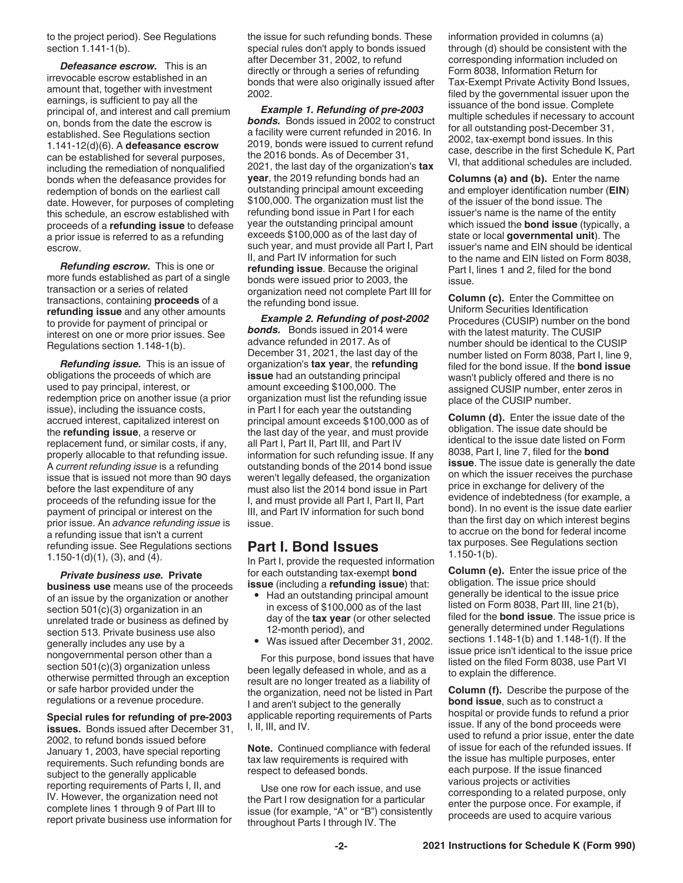to the project period). See Regulations section 1.141-1(b).

***Defeasance escrow.*** This is an irrevocable escrow established in an amount that, together with investment earnings, is sufficient to pay all the principal of, and interest and call premium on, bonds from the date the escrow is established. See Regulations section 1.141-12(d)(6). A **defeasance escrow** can be established for several purposes, including the remediation of nonqualified bonds when the defeasance provides for redemption of bonds on the earliest call date. However, for purposes of completing this schedule, an escrow established with proceeds of a **refunding issue** to defease a prior issue is referred to as a refunding escrow.

***Refunding escrow.*** This is one or more funds established as part of a single transaction or a series of related transactions, containing **proceeds** of a **refunding issue** and any other amounts to provide for payment of principal or interest on one or more prior issues. See Regulations section 1.148-1(b).

***Refunding issue.*** This is an issue of obligations the proceeds of which are used to pay principal, interest, or redemption price on another issue (a prior issue), including the issuance costs, accrued interest, capitalized interest on the **refunding issue**, a reserve or replacement fund, or similar costs, if any, properly allocable to that refunding issue. A *current refunding issue* is a refunding issue that is issued not more than 90 days before the last expenditure of any proceeds of the refunding issue for the payment of principal or interest on the prior issue. An *advance refunding issue* is a refunding issue that isn't a current refunding issue. See Regulations sections 1.150-1(d)(1), (3), and (4).

***Private business use.*** **Private business use** means use of the proceeds of an issue by the organization or another section 501(c)(3) organization in an unrelated trade or business as defined by section 513. Private business use also generally includes any use by a nongovernmental person other than a section 501(c)(3) organization unless otherwise permitted through an exception or safe harbor provided under the regulations or a revenue procedure.

**Special rules for refunding of pre-2003 issues.** Bonds issued after December 31, 2002, to refund bonds issued before January 1, 2003, have special reporting requirements. Such refunding bonds are subject to the generally applicable reporting requirements of Parts I, II, and IV. However, the organization need not complete lines 1 through 9 of Part III to report private business use information for the issue for such refunding bonds. These special rules don't apply to bonds issued after December 31, 2002, to refund directly or through a series of refunding bonds that were also originally issued after 2002.

***Example 1. Refunding of pre-2003 bonds.*** Bonds issued in 2002 to construct a facility were current refunded in 2016. In 2019, bonds were issued to current refund the 2016 bonds. As of December 31, 2021, the last day of the organization's **tax year**, the 2019 refunding bonds had an outstanding principal amount exceeding $100,000. The organization must list the refunding bond issue in Part I for each year the outstanding principal amount exceeds $100,000 as of the last day of such year, and must provide all Part I, Part II, and Part IV information for such **refunding issue**. Because the original bonds were issued prior to 2003, the organization need not complete Part III for the refunding bond issue.

***Example 2. Refunding of post-2002 bonds.*** Bonds issued in 2014 were advance refunded in 2017. As of December 31, 2021, the last day of the organization's **tax year**, the **refunding issue** had an outstanding principal amount exceeding $100,000. The organization must list the refunding issue in Part I for each year the outstanding principal amount exceeds $100,000 as of the last day of the year, and must provide all Part I, Part II, Part III, and Part IV information for such refunding issue. If any outstanding bonds of the 2014 bond issue weren't legally defeased, the organization must also list the 2014 bond issue in Part I, and must provide all Part I, Part II, Part III, and Part IV information for such bond issue.

## Part I. Bond Issues

In Part I, provide the requested information for each outstanding tax-exempt **bond issue** (including a **refunding issue**) that:

- Had an outstanding principal amount in excess of $100,000 as of the last day of the **tax year** (or other selected 12-month period), and
- Was issued after December 31, 2002.

For this purpose, bond issues that have been legally defeased in whole, and as a result are no longer treated as a liability of the organization, need not be listed in Part I and aren't subject to the generally applicable reporting requirements of Parts I, II, III, and IV.

**Note.** Continued compliance with federal tax law requirements is required with respect to defeased bonds.

Use one row for each issue, and use the Part I row designation for a particular issue (for example, "A" or "B") consistently throughout Parts I through IV. The information provided in columns (a) through (d) should be consistent with the corresponding information included on Form 8038, Information Return for Tax-Exempt Private Activity Bond Issues, filed by the governmental issuer upon the issuance of the bond issue. Complete multiple schedules if necessary to account for all outstanding post-December 31, 2002, tax-exempt bond issues. In this case, describe in the first Schedule K, Part VI, that additional schedules are included.

**Columns (a) and (b).** Enter the name and employer identification number (**EIN**) of the issuer of the bond issue. The issuer's name is the name of the entity which issued the **bond issue** (typically, a state or local **governmental unit**). The issuer's name and EIN should be identical to the name and EIN listed on Form 8038, Part I, lines 1 and 2, filed for the bond issue.

**Column (c).** Enter the Committee on Uniform Securities Identification Procedures (CUSIP) number on the bond with the latest maturity. The CUSIP number should be identical to the CUSIP number listed on Form 8038, Part I, line 9, filed for the bond issue. If the **bond issue** wasn't publicly offered and there is no assigned CUSIP number, enter zeros in place of the CUSIP number.

**Column (d).** Enter the issue date of the obligation. The issue date should be identical to the issue date listed on Form 8038, Part I, line 7, filed for the **bond issue**. The issue date is generally the date on which the issuer receives the purchase price in exchange for delivery of the evidence of indebtedness (for example, a bond). In no event is the issue date earlier than the first day on which interest begins to accrue on the bond for federal income tax purposes. See Regulations section 1.150-1(b).

**Column (e).** Enter the issue price of the obligation. The issue price should generally be identical to the issue price listed on Form 8038, Part III, line 21(b), filed for the **bond issue**. The issue price is generally determined under Regulations sections 1.148-1(b) and 1.148-1(f). If the issue price isn't identical to the issue price listed on the filed Form 8038, use Part VI to explain the difference.

**Column (f).** Describe the purpose of the **bond issue**, such as to construct a hospital or provide funds to refund a prior issue. If any of the bond proceeds were used to refund a prior issue, enter the date of issue for each of the refunded issues. If the issue has multiple purposes, enter each purpose. If the issue financed various projects or activities corresponding to a related purpose, only enter the purpose once. For example, if proceeds are used to acquire various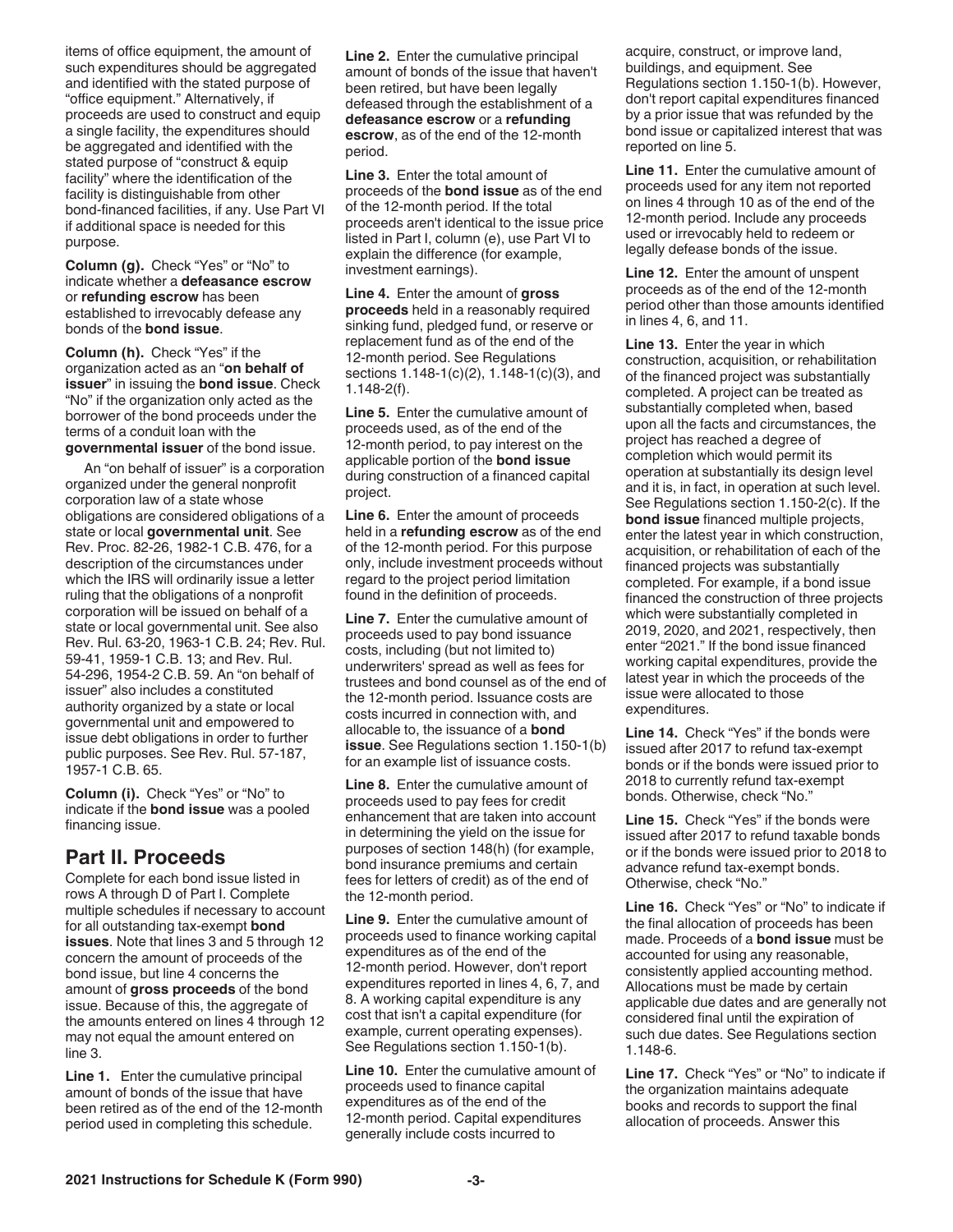items of office equipment, the amount of such expenditures should be aggregated and identified with the stated purpose of "office equipment." Alternatively, if proceeds are used to construct and equip a single facility, the expenditures should be aggregated and identified with the stated purpose of "construct & equip facility" where the identification of the facility is distinguishable from other bond-financed facilities, if any. Use Part VI if additional space is needed for this purpose.

**Column (g).** Check "Yes" or "No" to indicate whether a **defeasance escrow** or **refunding escrow** has been established to irrevocably defease any bonds of the **bond issue**.

**Column (h).** Check "Yes" if the organization acted as an "**on behalf of issuer**" in issuing the **bond issue**. Check "No" if the organization only acted as the borrower of the bond proceeds under the terms of a conduit loan with the **governmental issuer** of the bond issue.

An "on behalf of issuer" is a corporation organized under the general nonprofit corporation law of a state whose obligations are considered obligations of a state or local **governmental unit**. See Rev. Proc. 82-26, 1982-1 C.B. 476, for a description of the circumstances under which the IRS will ordinarily issue a letter ruling that the obligations of a nonprofit corporation will be issued on behalf of a state or local governmental unit. See also Rev. Rul. 63-20, 1963-1 C.B. 24; Rev. Rul. 59-41, 1959-1 C.B. 13; and Rev. Rul. 54-296, 1954-2 C.B. 59. An "on behalf of issuer" also includes a constituted authority organized by a state or local governmental unit and empowered to issue debt obligations in order to further public purposes. See Rev. Rul. 57-187, 1957-1 C.B. 65.

**Column (i).** Check "Yes" or "No" to indicate if the **bond issue** was a pooled financing issue.

## Part II. Proceeds

Complete for each bond issue listed in rows A through D of Part I. Complete multiple schedules if necessary to account for all outstanding tax-exempt **bond issues**. Note that lines 3 and 5 through 12 concern the amount of proceeds of the bond issue, but line 4 concerns the amount of **gross proceeds** of the bond issue. Because of this, the aggregate of the amounts entered on lines 4 through 12 may not equal the amount entered on line 3.

**Line 1.** Enter the cumulative principal amount of bonds of the issue that have been retired as of the end of the 12-month period used in completing this schedule.

**Line 2.** Enter the cumulative principal amount of bonds of the issue that haven't been retired, but have been legally defeased through the establishment of a **defeasance escrow** or a **refunding escrow**, as of the end of the 12-month period.

**Line 3.** Enter the total amount of proceeds of the **bond issue** as of the end of the 12-month period. If the total proceeds aren't identical to the issue price listed in Part I, column (e), use Part VI to explain the difference (for example, investment earnings).

**Line 4.** Enter the amount of **gross proceeds** held in a reasonably required sinking fund, pledged fund, or reserve or replacement fund as of the end of the 12-month period. See Regulations sections 1.148-1(c)(2), 1.148-1(c)(3), and 1.148-2(f).

**Line 5.** Enter the cumulative amount of proceeds used, as of the end of the 12-month period, to pay interest on the applicable portion of the **bond issue** during construction of a financed capital project.

**Line 6.** Enter the amount of proceeds held in a **refunding escrow** as of the end of the 12-month period. For this purpose only, include investment proceeds without regard to the project period limitation found in the definition of proceeds.

**Line 7.** Enter the cumulative amount of proceeds used to pay bond issuance costs, including (but not limited to) underwriters' spread as well as fees for trustees and bond counsel as of the end of the 12-month period. Issuance costs are costs incurred in connection with, and allocable to, the issuance of a **bond issue**. See Regulations section 1.150-1(b) for an example list of issuance costs.

**Line 8.** Enter the cumulative amount of proceeds used to pay fees for credit enhancement that are taken into account in determining the yield on the issue for purposes of section 148(h) (for example, bond insurance premiums and certain fees for letters of credit) as of the end of the 12-month period.

**Line 9.** Enter the cumulative amount of proceeds used to finance working capital expenditures as of the end of the 12-month period. However, don't report expenditures reported in lines 4, 6, 7, and 8. A working capital expenditure is any cost that isn't a capital expenditure (for example, current operating expenses). See Regulations section 1.150-1(b).

**Line 10.** Enter the cumulative amount of proceeds used to finance capital expenditures as of the end of the 12-month period. Capital expenditures generally include costs incurred to acquire, construct, or improve land, buildings, and equipment. See Regulations section 1.150-1(b). However, don't report capital expenditures financed by a prior issue that was refunded by the bond issue or capitalized interest that was reported on line 5.

**Line 11.** Enter the cumulative amount of proceeds used for any item not reported on lines 4 through 10 as of the end of the 12-month period. Include any proceeds used or irrevocably held to redeem or legally defease bonds of the issue.

**Line 12.** Enter the amount of unspent proceeds as of the end of the 12-month period other than those amounts identified in lines 4, 6, and 11.

**Line 13.** Enter the year in which construction, acquisition, or rehabilitation of the financed project was substantially completed. A project can be treated as substantially completed when, based upon all the facts and circumstances, the project has reached a degree of completion which would permit its operation at substantially its design level and it is, in fact, in operation at such level. See Regulations section 1.150-2(c). If the **bond issue** financed multiple projects, enter the latest year in which construction, acquisition, or rehabilitation of each of the financed projects was substantially completed. For example, if a bond issue financed the construction of three projects which were substantially completed in 2019, 2020, and 2021, respectively, then enter "2021." If the bond issue financed working capital expenditures, provide the latest year in which the proceeds of the issue were allocated to those expenditures.

**Line 14.** Check "Yes" if the bonds were issued after 2017 to refund tax-exempt bonds or if the bonds were issued prior to 2018 to currently refund tax-exempt bonds. Otherwise, check "No."

**Line 15.** Check "Yes" if the bonds were issued after 2017 to refund taxable bonds or if the bonds were issued prior to 2018 to advance refund tax-exempt bonds. Otherwise, check "No."

**Line 16.** Check "Yes" or "No" to indicate if the final allocation of proceeds has been made. Proceeds of a **bond issue** must be accounted for using any reasonable, consistently applied accounting method. Allocations must be made by certain applicable due dates and are generally not considered final until the expiration of such due dates. See Regulations section 1.148-6.

**Line 17.** Check "Yes" or "No" to indicate if the organization maintains adequate books and records to support the final allocation of proceeds. Answer this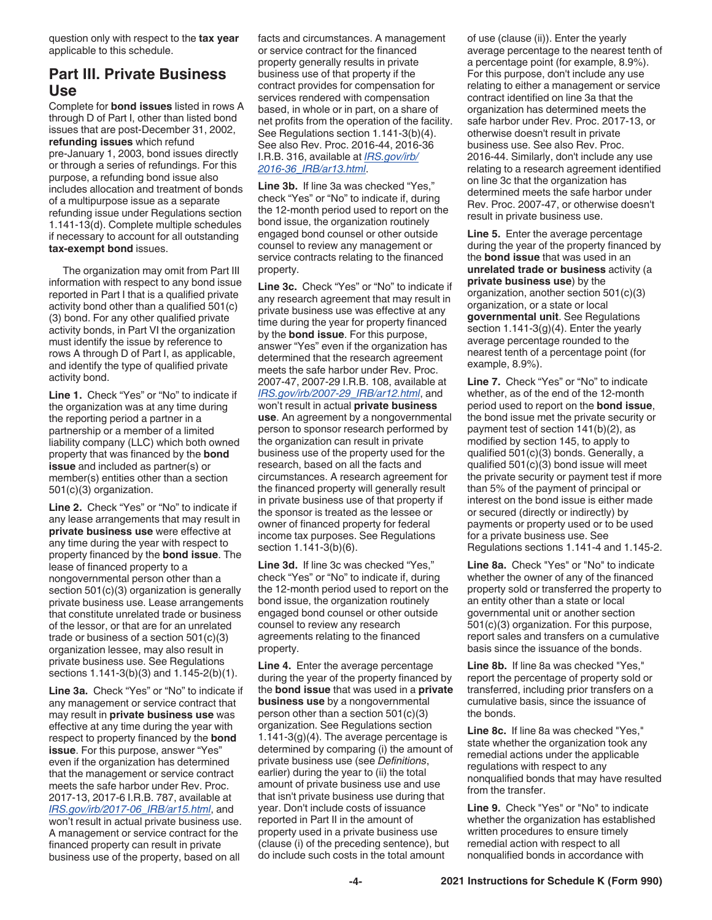question only with respect to the **tax year** applicable to this schedule.

## Part III. Private Business Use

Complete for **bond issues** listed in rows A through D of Part I, other than listed bond issues that are post-December 31, 2002, **refunding issues** which refund pre-January 1, 2003, bond issues directly or through a series of refundings. For this purpose, a refunding bond issue also includes allocation and treatment of bonds of a multipurpose issue as a separate refunding issue under Regulations section 1.141-13(d). Complete multiple schedules if necessary to account for all outstanding **tax-exempt bond** issues.

The organization may omit from Part III information with respect to any bond issue reported in Part I that is a qualified private activity bond other than a qualified 501(c)(3) bond. For any other qualified private activity bonds, in Part VI the organization must identify the issue by reference to rows A through D of Part I, as applicable, and identify the type of qualified private activity bond.

**Line 1.** Check "Yes" or "No" to indicate if the organization was at any time during the reporting period a partner in a partnership or a member of a limited liability company (LLC) which both owned property that was financed by the **bond issue** and included as partner(s) or member(s) entities other than a section 501(c)(3) organization.

**Line 2.** Check "Yes" or "No" to indicate if any lease arrangements that may result in **private business use** were effective at any time during the year with respect to property financed by the **bond issue**. The lease of financed property to a nongovernmental person other than a section 501(c)(3) organization is generally private business use. Lease arrangements that constitute unrelated trade or business of the lessor, or that are for an unrelated trade or business of a section 501(c)(3) organization lessee, may also result in private business use. See Regulations sections 1.141-3(b)(3) and 1.145-2(b)(1).

**Line 3a.** Check "Yes" or "No" to indicate if any management or service contract that may result in **private business use** was effective at any time during the year with respect to property financed by the **bond issue**. For this purpose, answer "Yes" even if the organization has determined that the management or service contract meets the safe harbor under Rev. Proc. 2017-13, 2017-6 I.R.B. 787, available at *IRS.gov/irb/2017-06_IRB/ar15.html*, and won't result in actual private business use. A management or service contract for the financed property can result in private business use of the property, based on all facts and circumstances. A management or service contract for the financed property generally results in private business use of that property if the contract provides for compensation for services rendered with compensation based, in whole or in part, on a share of net profits from the operation of the facility. See Regulations section 1.141-3(b)(4). See also Rev. Proc. 2016-44, 2016-36 I.R.B. 316, available at *IRS.gov/irb/2016-36_IRB/ar13.html*.

**Line 3b.** If line 3a was checked "Yes," check "Yes" or "No" to indicate if, during the 12-month period used to report on the bond issue, the organization routinely engaged bond counsel or other outside counsel to review any management or service contracts relating to the financed property.

**Line 3c.** Check "Yes" or "No" to indicate if any research agreement that may result in private business use was effective at any time during the year for property financed by the **bond issue**. For this purpose, answer "Yes" even if the organization has determined that the research agreement meets the safe harbor under Rev. Proc. 2007-47, 2007-29 I.R.B. 108, available at *IRS.gov/irb/2007-29_IRB/ar12.html*, and won't result in actual **private business use**. An agreement by a nongovernmental person to sponsor research performed by the organization can result in private business use of the property used for the research, based on all the facts and circumstances. A research agreement for the financed property will generally result in private business use of that property if the sponsor is treated as the lessee or owner of financed property for federal income tax purposes. See Regulations section 1.141-3(b)(6).

**Line 3d.** If line 3c was checked "Yes," check "Yes" or "No" to indicate if, during the 12-month period used to report on the bond issue, the organization routinely engaged bond counsel or other outside counsel to review any research agreements relating to the financed property.

**Line 4.** Enter the average percentage during the year of the property financed by the **bond issue** that was used in a **private business use** by a nongovernmental person other than a section 501(c)(3) organization. See Regulations section 1.141-3(g)(4). The average percentage is determined by comparing (i) the amount of private business use (see *Definitions*, earlier) during the year to (ii) the total amount of private business use and use that isn't private business use during that year. Don't include costs of issuance reported in Part II in the amount of property used in a private business use (clause (i) of the preceding sentence), but do include such costs in the total amount of use (clause (ii)). Enter the yearly average percentage to the nearest tenth of a percentage point (for example, 8.9%). For this purpose, don't include any use relating to either a management or service contract identified on line 3a that the organization has determined meets the safe harbor under Rev. Proc. 2017-13, or otherwise doesn't result in private business use. See also Rev. Proc. 2016-44. Similarly, don't include any use relating to a research agreement identified on line 3c that the organization has determined meets the safe harbor under Rev. Proc. 2007-47, or otherwise doesn't result in private business use.

**Line 5.** Enter the average percentage during the year of the property financed by the **bond issue** that was used in an **unrelated trade or business** activity (a **private business use**) by the organization, another section 501(c)(3) organization, or a state or local **governmental unit**. See Regulations section 1.141-3(g)(4). Enter the yearly average percentage rounded to the nearest tenth of a percentage point (for example, 8.9%).

**Line 7.** Check "Yes" or "No" to indicate whether, as of the end of the 12-month period used to report on the **bond issue**, the bond issue met the private security or payment test of section 141(b)(2), as modified by section 145, to apply to qualified 501(c)(3) bonds. Generally, a qualified 501(c)(3) bond issue will meet the private security or payment test if more than 5% of the payment of principal or interest on the bond issue is either made or secured (directly or indirectly) by payments or property used or to be used for a private business use. See Regulations sections 1.141-4 and 1.145-2.

**Line 8a.** Check "Yes" or "No" to indicate whether the owner of any of the financed property sold or transferred the property to an entity other than a state or local governmental unit or another section 501(c)(3) organization. For this purpose, report sales and transfers on a cumulative basis since the issuance of the bonds.

**Line 8b.** If line 8a was checked "Yes," report the percentage of property sold or transferred, including prior transfers on a cumulative basis, since the issuance of the bonds.

**Line 8c.** If line 8a was checked "Yes," state whether the organization took any remedial actions under the applicable regulations with respect to any nonqualified bonds that may have resulted from the transfer.

**Line 9.** Check "Yes" or "No" to indicate whether the organization has established written procedures to ensure timely remedial action with respect to all nonqualified bonds in accordance with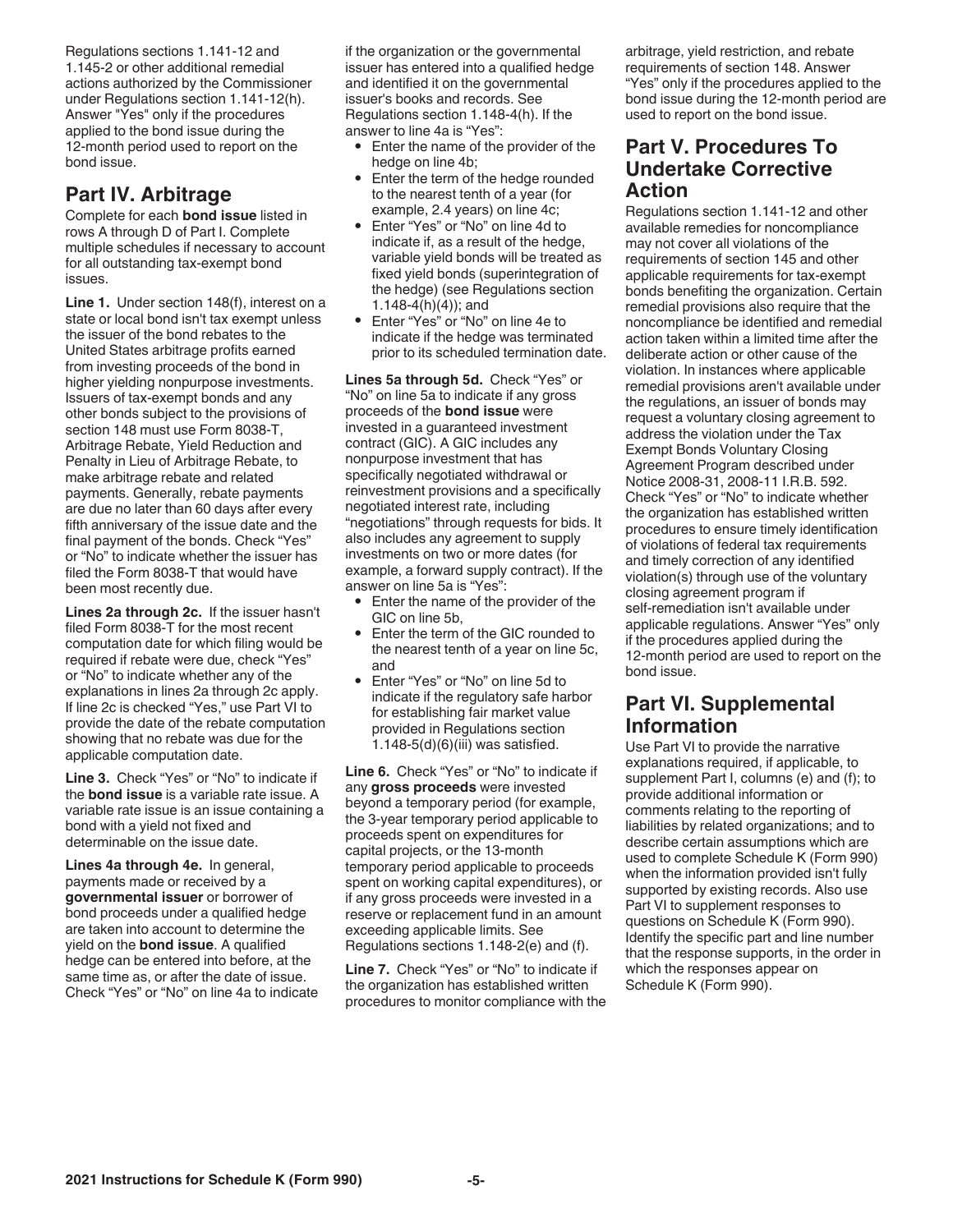Regulations sections 1.141-12 and 1.145-2 or other additional remedial actions authorized by the Commissioner under Regulations section 1.141-12(h). Answer "Yes" only if the procedures applied to the bond issue during the 12-month period used to report on the bond issue.

## Part IV. Arbitrage

Complete for each **bond issue** listed in rows A through D of Part I. Complete multiple schedules if necessary to account for all outstanding tax-exempt bond issues.

**Line 1.** Under section 148(f), interest on a state or local bond isn't tax exempt unless the issuer of the bond rebates to the United States arbitrage profits earned from investing proceeds of the bond in higher yielding nonpurpose investments. Issuers of tax-exempt bonds and any other bonds subject to the provisions of section 148 must use Form 8038-T, Arbitrage Rebate, Yield Reduction and Penalty in Lieu of Arbitrage Rebate, to make arbitrage rebate and related payments. Generally, rebate payments are due no later than 60 days after every fifth anniversary of the issue date and the final payment of the bonds. Check "Yes" or "No" to indicate whether the issuer has filed the Form 8038-T that would have been most recently due.

**Lines 2a through 2c.** If the issuer hasn't filed Form 8038-T for the most recent computation date for which filing would be required if rebate were due, check "Yes" or "No" to indicate whether any of the explanations in lines 2a through 2c apply. If line 2c is checked "Yes," use Part VI to provide the date of the rebate computation showing that no rebate was due for the applicable computation date.

**Line 3.** Check "Yes" or "No" to indicate if the **bond issue** is a variable rate issue. A variable rate issue is an issue containing a bond with a yield not fixed and determinable on the issue date.

**Lines 4a through 4e.** In general, payments made or received by a **governmental issuer** or borrower of bond proceeds under a qualified hedge are taken into account to determine the yield on the **bond issue**. A qualified hedge can be entered into before, at the same time as, or after the date of issue. Check "Yes" or "No" on line 4a to indicate if the organization or the governmental issuer has entered into a qualified hedge and identified it on the governmental issuer's books and records. See Regulations section 1.148-4(h). If the answer to line 4a is "Yes":

- Enter the name of the provider of the hedge on line 4b;
- Enter the term of the hedge rounded to the nearest tenth of a year (for example, 2.4 years) on line 4c;
- Enter "Yes" or "No" on line 4d to indicate if, as a result of the hedge, variable yield bonds will be treated as fixed yield bonds (superintegration of the hedge) (see Regulations section 1.148-4(h)(4)); and
- Enter "Yes" or "No" on line 4e to indicate if the hedge was terminated prior to its scheduled termination date.

**Lines 5a through 5d.** Check "Yes" or "No" on line 5a to indicate if any gross proceeds of the **bond issue** were invested in a guaranteed investment contract (GIC). A GIC includes any nonpurpose investment that has specifically negotiated withdrawal or reinvestment provisions and a specifically negotiated interest rate, including "negotiations" through requests for bids. It also includes any agreement to supply investments on two or more dates (for example, a forward supply contract). If the answer on line 5a is "Yes":

- Enter the name of the provider of the GIC on line 5b,
- Enter the term of the GIC rounded to the nearest tenth of a year on line 5c, and
- Enter "Yes" or "No" on line 5d to indicate if the regulatory safe harbor for establishing fair market value provided in Regulations section 1.148-5(d)(6)(iii) was satisfied.

**Line 6.** Check "Yes" or "No" to indicate if any **gross proceeds** were invested beyond a temporary period (for example, the 3-year temporary period applicable to proceeds spent on expenditures for capital projects, or the 13-month temporary period applicable to proceeds spent on working capital expenditures), or if any gross proceeds were invested in a reserve or replacement fund in an amount exceeding applicable limits. See Regulations sections 1.148-2(e) and (f).

**Line 7.** Check "Yes" or "No" to indicate if the organization has established written procedures to monitor compliance with the arbitrage, yield restriction, and rebate requirements of section 148. Answer "Yes" only if the procedures applied to the bond issue during the 12-month period are used to report on the bond issue.

## Part V. Procedures To Undertake Corrective Action

Regulations section 1.141-12 and other available remedies for noncompliance may not cover all violations of the requirements of section 145 and other applicable requirements for tax-exempt bonds benefiting the organization. Certain remedial provisions also require that the noncompliance be identified and remedial action taken within a limited time after the deliberate action or other cause of the violation. In instances where applicable remedial provisions aren't available under the regulations, an issuer of bonds may request a voluntary closing agreement to address the violation under the Tax Exempt Bonds Voluntary Closing Agreement Program described under Notice 2008-31, 2008-11 I.R.B. 592. Check "Yes" or "No" to indicate whether the organization has established written procedures to ensure timely identification of violations of federal tax requirements and timely correction of any identified violation(s) through use of the voluntary closing agreement program if self-remediation isn't available under applicable regulations. Answer "Yes" only if the procedures applied during the 12-month period are used to report on the bond issue.

## Part VI. Supplemental Information

Use Part VI to provide the narrative explanations required, if applicable, to supplement Part I, columns (e) and (f); to provide additional information or comments relating to the reporting of liabilities by related organizations; and to describe certain assumptions which are used to complete Schedule K (Form 990) when the information provided isn't fully supported by existing records. Also use Part VI to supplement responses to questions on Schedule K (Form 990). Identify the specific part and line number that the response supports, in the order in which the responses appear on Schedule K (Form 990).